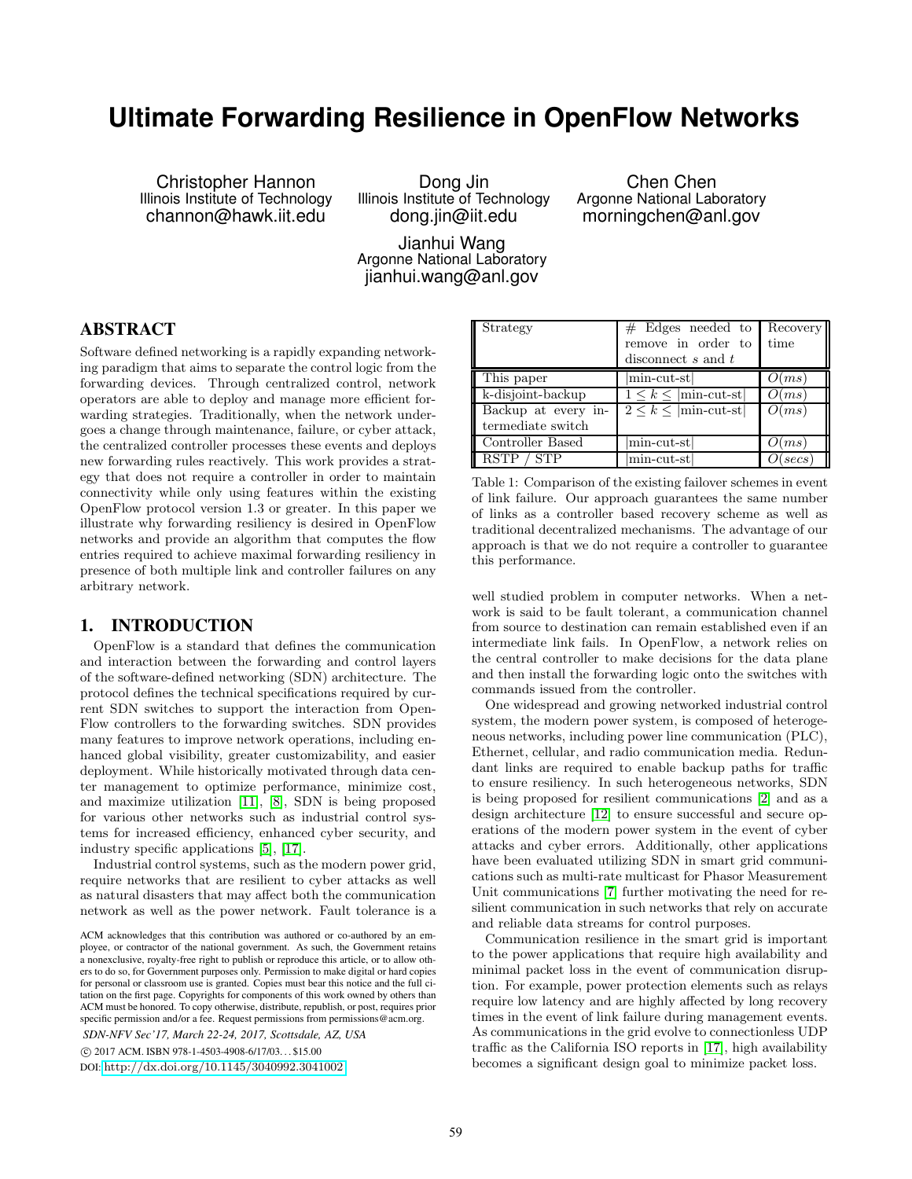# Ultimate Forwarding Resilience in OpenFlow Networks

Christopher Hannon
Illinois Institute of Technology
channon@hawk.iit.edu

Dong Jin
Illinois Institute of Technology
dong.jin@iit.edu

Chen Chen
Argonne National Laboratory
morningchen@anl.gov

Jianhui Wang
Argonne National Laboratory
jianhui.wang@anl.gov

## ABSTRACT

Software defined networking is a rapidly expanding networking paradigm that aims to separate the control logic from the forwarding devices. Through centralized control, network operators are able to deploy and manage more efficient forwarding strategies. Traditionally, when the network undergoes a change through maintenance, failure, or cyber attack, the centralized controller processes these events and deploys new forwarding rules reactively. This work provides a strategy that does not require a controller in order to maintain connectivity while only using features within the existing OpenFlow protocol version 1.3 or greater. In this paper we illustrate why forwarding resiliency is desired in OpenFlow networks and provide an algorithm that computes the flow entries required to achieve maximal forwarding resiliency in presence of both multiple link and controller failures on any arbitrary network.

## 1. INTRODUCTION

OpenFlow is a standard that defines the communication and interaction between the forwarding and control layers of the software-defined networking (SDN) architecture. The protocol defines the technical specifications required by current SDN switches to support the interaction from OpenFlow controllers to the forwarding switches. SDN provides many features to improve network operations, including enhanced global visibility, greater customizability, and easier deployment. While historically motivated through data center management to optimize performance, minimize cost, and maximize utilization [11], [8], SDN is being proposed for various other networks such as industrial control systems for increased efficiency, enhanced cyber security, and industry specific applications [5], [17].

Industrial control systems, such as the modern power grid, require networks that are resilient to cyber attacks as well as natural disasters that may affect both the communication network as well as the power network. Fault tolerance is a well studied problem in computer networks. When a network is said to be fault tolerant, a communication channel from source to destination can remain established even if an intermediate link fails. In OpenFlow, a network relies on the central controller to make decisions for the data plane and then install the forwarding logic onto the switches with commands issued from the controller.

ACM acknowledges that this contribution was authored or co-authored by an employee, or contractor of the national government. As such, the Government retains a nonexclusive, royalty-free right to publish or reproduce this article, or to allow others to do so, for Government purposes only. Permission to make digital or hard copies for personal or classroom use is granted. Copies must bear this notice and the full citation on the first page. Copyrights for components of this work owned by others than ACM must be honored. To copy otherwise, distribute, republish, or post, requires prior specific permission and/or a fee. Request permissions from permissions@acm.org.
*SDN-NFV Sec'17, March 22-24, 2017, Scottsdale, AZ, USA*
© 2017 ACM. ISBN 978-1-4503-4908-6/17/03... $15.00
DOI: http://dx.doi.org/10.1145/3040992.3041002

| Strategy | # Edges needed to remove in order to disconnect $s$ and $t$ | Recovery time |
|---|---|---|
| This paper | \|min-cut-st\| | $O(ms)$ |
| k-disjoint-backup | $1 \leq k \leq$ \|min-cut-st\| | $O(ms)$ |
| Backup at every intermediate switch | $2 \leq k \leq$ \|min-cut-st\| | $O(ms)$ |
| Controller Based | \|min-cut-st\| | $O(ms)$ |
| RSTP / STP | \|min-cut-st\| | $O(secs)$ |

Table 1: Comparison of the existing failover schemes in event of link failure. Our approach guarantees the same number of links as a controller based recovery scheme as well as traditional decentralized mechanisms. The advantage of our approach is that we do not require a controller to guarantee this performance.

One widespread and growing networked industrial control system, the modern power system, is composed of heterogeneous networks, including power line communication (PLC), Ethernet, cellular, and radio communication media. Redundant links are required to enable backup paths for traffic to ensure resiliency. In such heterogeneous networks, SDN is being proposed for resilient communications [2] and as a design architecture [12] to ensure successful and secure operations of the modern power system in the event of cyber attacks and cyber errors. Additionally, other applications have been evaluated utilizing SDN in smart grid communications such as multi-rate multicast for Phasor Measurement Unit communications [7] further motivating the need for resilient communication in such networks that rely on accurate and reliable data streams for control purposes.

Communication resilience in the smart grid is important to the power applications that require high availability and minimal packet loss in the event of communication disruption. For example, power protection elements such as relays require low latency and are highly affected by long recovery times in the event of link failure during management events. As communications in the grid evolve to connectionless UDP traffic as the California ISO reports in [17], high availability becomes a significant design goal to minimize packet loss.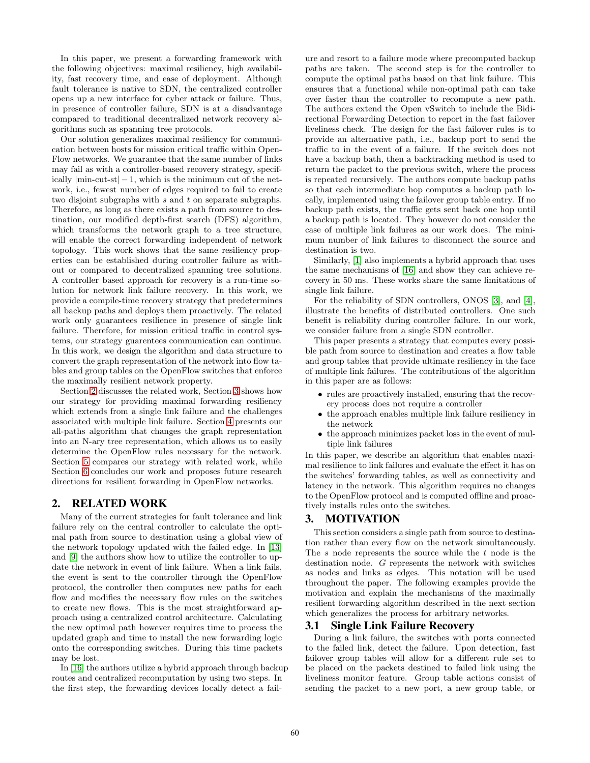In this paper, we present a forwarding framework with the following objectives: maximal resiliency, high availability, fast recovery time, and ease of deployment. Although fault tolerance is native to SDN, the centralized controller opens up a new interface for cyber attack or failure. Thus, in presence of controller failure, SDN is at a disadvantage compared to traditional decentralized network recovery algorithms such as spanning tree protocols.

Our solution generalizes maximal resiliency for communication between hosts for mission critical traffic within OpenFlow networks. We guarantee that the same number of links may fail as with a controller-based recovery strategy, specifically $|\text{min-cut-st}| - 1$, which is the minimum cut of the network, i.e., fewest number of edges required to fail to create two disjoint subgraphs with $s$ and $t$ on separate subgraphs. Therefore, as long as there exists a path from source to destination, our modified depth-first search (DFS) algorithm, which transforms the network graph to a tree structure, will enable the correct forwarding independent of network topology. This work shows that the same resiliency properties can be established during controller failure as without or compared to decentralized spanning tree solutions. A controller based approach for recovery is a run-time solution for network link failure recovery. In this work, we provide a compile-time recovery strategy that predetermines all backup paths and deploys them proactively. The related work only guarantees resilience in presence of single link failure. Therefore, for mission critical traffic in control systems, our strategy guarentees communication can continue. In this work, we design the algorithm and data structure to convert the graph representation of the network into flow tables and group tables on the OpenFlow switches that enforce the maximally resilient network property.

Section 2 discusses the related work, Section 3 shows how our strategy for providing maximal forwarding resiliency which extends from a single link failure and the challenges associated with multiple link failure. Section 4 presents our all-paths algorithm that changes the graph representation into an N-ary tree representation, which allows us to easily determine the OpenFlow rules necessary for the network. Section 5 compares our strategy with related work, while Section 6 concludes our work and proposes future research directions for resilient forwarding in OpenFlow networks.

## 2. RELATED WORK

Many of the current strategies for fault tolerance and link failure rely on the central controller to calculate the optimal path from source to destination using a global view of the network topology updated with the failed edge. In [13] and [9] the authors show how to utilize the controller to update the network in event of link failure. When a link fails, the event is sent to the controller through the OpenFlow protocol, the controller then computes new paths for each flow and modifies the necessary flow rules on the switches to create new flows. This is the most straightforward approach using a centralized control architecture. Calculating the new optimal path however requires time to process the updated graph and time to install the new forwarding logic onto the corresponding switches. During this time packets may be lost.

In [16] the authors utilize a hybrid approach through backup routes and centralized recomputation by using two steps. In the first step, the forwarding devices locally detect a failure and resort to a failure mode where precomputed backup paths are taken. The second step is for the controller to compute the optimal paths based on that link failure. This ensures that a functional while non-optimal path can take over faster than the controller to recompute a new path. The authors extend the Open vSwitch to include the Bidirectional Forwarding Detection to report in the fast failover liveliness check. The design for the fast failover rules is to provide an alternative path, i.e., backup port to send the traffic to in the event of a failure. If the switch does not have a backup bath, then a backtracking method is used to return the packet to the previous switch, where the process is repeated recursively. The authors compute backup paths so that each intermediate hop computes a backup path locally, implemented using the failover group table entry. If no backup path exists, the traffic gets sent back one hop until a backup path is located. They however do not consider the case of multiple link failures as our work does. The minimum number of link failures to disconnect the source and destination is two.

Similarly, [1] also implements a hybrid approach that uses the same mechanisms of [16] and show they can achieve recovery in 50 ms. These works share the same limitations of single link failure.

For the reliability of SDN controllers, ONOS [3], and [4], illustrate the benefits of distributed controllers. One such benefit is reliability during controller failure. In our work, we consider failure from a single SDN controller.

This paper presents a strategy that computes every possible path from source to destination and creates a flow table and group tables that provide ultimate resiliency in the face of multiple link failures. The contributions of the algorithm in this paper are as follows:

- rules are proactively installed, ensuring that the recovery process does not require a controller
- the approach enables multiple link failure resiliency in the network
- the approach minimizes packet loss in the event of multiple link failures

In this paper, we describe an algorithm that enables maximal resilience to link failures and evaluate the effect it has on the switches' forwarding tables, as well as connectivity and latency in the network. This algorithm requires no changes to the OpenFlow protocol and is computed offline and proactively installs rules onto the switches.

## 3. MOTIVATION

This section considers a single path from source to destination rather than every flow on the network simultaneously. The $s$ node represents the source while the $t$ node is the destination node. $G$ represents the network with switches as nodes and links as edges. This notation will be used throughout the paper. The following examples provide the motivation and explain the mechanisms of the maximally resilient forwarding algorithm described in the next section which generalizes the process for arbitrary networks.

### 3.1 Single Link Failure Recovery

During a link failure, the switches with ports connected to the failed link, detect the failure. Upon detection, fast failover group tables will allow for a different rule set to be placed on the packets destined to failed link using the liveliness monitor feature. Group table actions consist of sending the packet to a new port, a new group table, or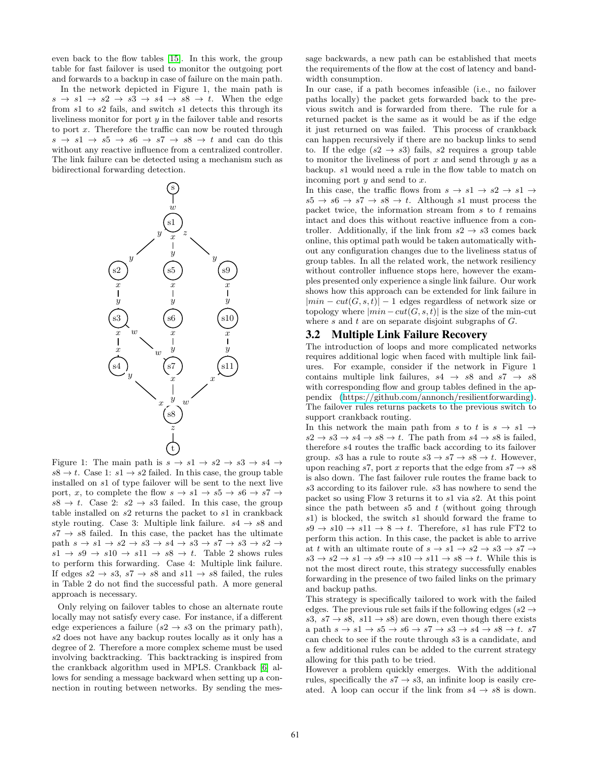even back to the flow tables [15]. In this work, the group table for fast failover is used to monitor the outgoing port and forwards to a backup in case of failure on the main path.

In the network depicted in Figure 1, the main path is $s \rightarrow s1 \rightarrow s2 \rightarrow s3 \rightarrow s4 \rightarrow s8 \rightarrow t$. When the edge from $s1$ to $s2$ fails, and switch $s1$ detects this through its liveliness monitor for port $y$ in the failover table and resorts to port $x$. Therefore the traffic can now be routed through $s \rightarrow s1 \rightarrow s5 \rightarrow s6 \rightarrow s7 \rightarrow s8 \rightarrow t$ and can do this without any reactive influence from a centralized controller. The link failure can be detected using a mechanism such as bidirectional forwarding detection.

Figure 1: The main path is $s \rightarrow s1 \rightarrow s2 \rightarrow s3 \rightarrow s4 \rightarrow s8 \rightarrow t$. Case 1: $s1 \rightarrow s2$ failed. In this case, the group table installed on $s1$ of type failover will be sent to the next live port, $x$, to complete the flow $s \rightarrow s1 \rightarrow s5 \rightarrow s6 \rightarrow s7 \rightarrow s8 \rightarrow t$. Case 2: $s2 \rightarrow s3$ failed. In this case, the group table installed on $s2$ returns the packet to $s1$ in crankback style routing. Case 3: Multiple link failure. $s4 \rightarrow s8$ and $s7 \rightarrow s8$ failed. In this case, the packet has the ultimate path $s \rightarrow s1 \rightarrow s2 \rightarrow s3 \rightarrow s4 \rightarrow s3 \rightarrow s7 \rightarrow s3 \rightarrow s2 \rightarrow s1 \rightarrow s9 \rightarrow s10 \rightarrow s11 \rightarrow s8 \rightarrow t$. Table 2 shows rules to perform this forwarding. Case 4: Multiple link failure. If edges $s2 \rightarrow s3$, $s7 \rightarrow s8$ and $s11 \rightarrow s8$ failed, the rules in Table 2 do not find the successful path. A more general approach is necessary.

Only relying on failover tables to chose an alternate route locally may not satisfy every case. For instance, if a different edge experiences a failure ($s2 \rightarrow s3$ on the primary path), $s2$ does not have any backup routes locally as it only has a degree of 2. Therefore a more complex scheme must be used involving backtracking. This backtracking is inspired from the crankback algorithm used in MPLS. Crankback [6] allows for sending a message backward when setting up a connection in routing between networks. By sending the message backwards, a new path can be established that meets the requirements of the flow at the cost of latency and bandwidth consumption.

In our case, if a path becomes infeasible (i.e., no failover paths locally) the packet gets forwarded back to the previous switch and is forwarded from there. The rule for a returned packet is the same as it would be as if the edge it just returned on was failed. This process of crankback can happen recursively if there are no backup links to send to. If the edge ($s2 \rightarrow s3$) fails, $s2$ requires a group table to monitor the liveliness of port $x$ and send through $y$ as a backup. $s1$ would need a rule in the flow table to match on incoming port $y$ and send to $x$.

In this case, the traffic flows from $s \rightarrow s1 \rightarrow s2 \rightarrow s1 \rightarrow s5 \rightarrow s6 \rightarrow s7 \rightarrow s8 \rightarrow t$. Although $s1$ must process the packet twice, the information stream from $s$ to $t$ remains intact and does this without reactive influence from a controller. Additionally, if the link from $s2 \rightarrow s3$ comes back online, this optimal path would be taken automatically without any configuration changes due to the liveliness status of group tables. In all the related work, the network resiliency without controller influence stops here, however the examples presented only experience a single link failure. Our work shows how this approach can be extended for link failure in $|min-cut(G,s,t)|-1$ edges regardless of network size or topology where $|min-cut(G,s,t)|$ is the size of the min-cut where $s$ and $t$ are on separate disjoint subgraphs of $G$.

## 3.2 Multiple Link Failure Recovery

The introduction of loops and more complicated networks requires additional logic when faced with multiple link failures. For example, consider if the network in Figure 1 contains multiple link failures, $s4 \rightarrow s8$ and $s7 \rightarrow s8$ with corresponding flow and group tables defined in the appendix (https://github.com/annonch/resilientforwarding). The failover rules returns packets to the previous switch to support crankback routing.

In this network the main path from $s$ to $t$ is $s \rightarrow s1 \rightarrow s2 \rightarrow s3 \rightarrow s4 \rightarrow s8 \rightarrow t$. The path from $s4 \rightarrow s8$ is failed, therefore $s4$ routes the traffic back according to its failover group. $s3$ has a rule to route $s3 \rightarrow s7 \rightarrow s8 \rightarrow t$. However, upon reaching $s7$, port $x$ reports that the edge from $s7 \rightarrow s8$ is also down. The fast failover rule routes the frame back to $s3$ according to its failover rule. $s3$ has nowhere to send the packet so using Flow 3 returns it to $s1$ via $s2$. At this point since the path between $s5$ and $t$ (without going through $s1$) is blocked, the switch $s1$ should forward the frame to $s9 \rightarrow s10 \rightarrow s11 \rightarrow 8 \rightarrow t$. Therefore, $s1$ has rule FT2 to perform this action. In this case, the packet is able to arrive at $t$ with an ultimate route of $s \rightarrow s1 \rightarrow s2 \rightarrow s3 \rightarrow s7 \rightarrow s3 \rightarrow s2 \rightarrow s1 \rightarrow s9 \rightarrow s10 \rightarrow s11 \rightarrow s8 \rightarrow t$. While this is not the most direct route, this strategy successfully enables forwarding in the presence of two failed links on the primary and backup paths.

This strategy is specifically tailored to work with the failed edges. The previous rule set fails if the following edges ($s2 \rightarrow s3$, $s7 \rightarrow s8$, $s11 \rightarrow s8$) are down, even though there exists a path $s \rightarrow s1 \rightarrow s5 \rightarrow s6 \rightarrow s7 \rightarrow s3 \rightarrow s4 \rightarrow s8 \rightarrow t$. $s7$ can check to see if the route through $s3$ is a candidate, and a few additional rules can be added to the current strategy allowing for this path to be tried.

However a problem quickly emerges. With the additional rules, specifically the $s7 \rightarrow s3$, an infinite loop is easily created. A loop can occur if the link from $s4 \rightarrow s8$ is down.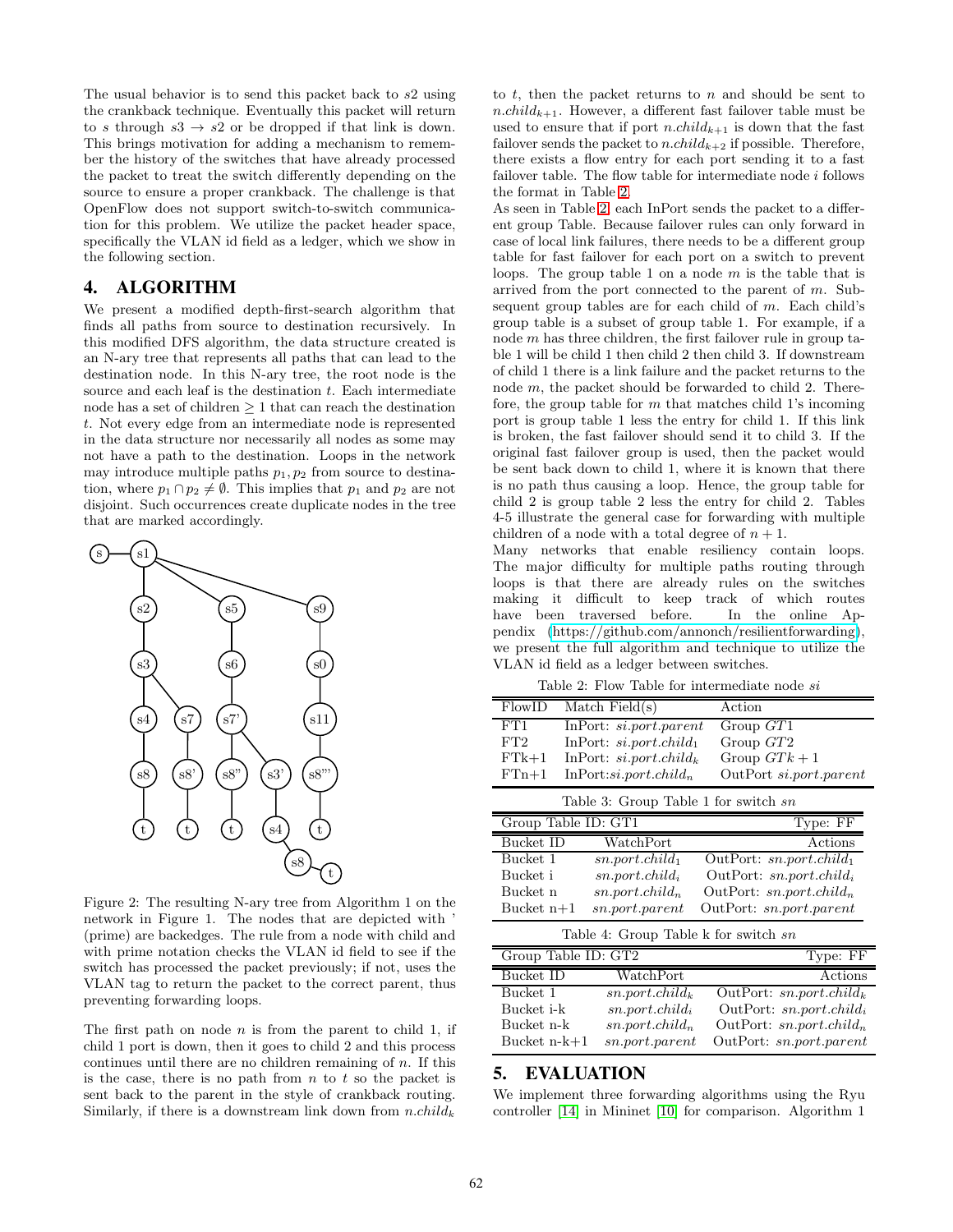The usual behavior is to send this packet back to $s2$ using the crankback technique. Eventually this packet will return to $s$ through $s3 \rightarrow s2$ or be dropped if that link is down. This brings motivation for adding a mechanism to remember the history of the switches that have already processed the packet to treat the switch differently depending on the source to ensure a proper crankback. The challenge is that OpenFlow does not support switch-to-switch communication for this problem. We utilize the packet header space, specifically the VLAN id field as a ledger, which we show in the following section.

## 4. ALGORITHM

We present a modified depth-first-search algorithm that finds all paths from source to destination recursively. In this modified DFS algorithm, the data structure created is an N-ary tree that represents all paths that can lead to the destination node. In this N-ary tree, the root node is the source and each leaf is the destination $t$. Each intermediate node has a set of children $\geq 1$ that can reach the destination $t$. Not every edge from an intermediate node is represented in the data structure nor necessarily all nodes as some may not have a path to the destination. Loops in the network may introduce multiple paths $p_1, p_2$ from source to destination, where $p_1 \cap p_2 \neq \emptyset$. This implies that $p_1$ and $p_2$ are not disjoint. Such occurrences create duplicate nodes in the tree that are marked accordingly.

Figure 2: The resulting N-ary tree from Algorithm 1 on the network in Figure 1. The nodes that are depicted with ' (prime) are backedges. The rule from a node with child and with prime notation checks the VLAN id field to see if the switch has processed the packet previously; if not, uses the VLAN tag to return the packet to the correct parent, thus preventing forwarding loops.

The first path on node $n$ is from the parent to child 1, if child 1 port is down, then it goes to child 2 and this process continues until there are no children remaining of $n$. If this is the case, there is no path from $n$ to $t$ so the packet is sent back to the parent in the style of crankback routing. Similarly, if there is a downstream link down from $n.child_k$ to $t$, then the packet returns to $n$ and should be sent to $n.child_{k+1}$. However, a different fast failover table must be used to ensure that if port $n.child_{k+1}$ is down that the fast failover sends the packet to $n.child_{k+2}$ if possible. Therefore, there exists a flow entry for each port sending it to a fast failover table. The flow table for intermediate node $i$ follows the format in Table 2.

As seen in Table 2, each InPort sends the packet to a different group Table. Because failover rules can only forward in case of local link failures, there needs to be a different group table for fast failover for each port on a switch to prevent loops. The group table 1 on a node $m$ is the table that is arrived from the port connected to the parent of $m$. Subsequent group tables are for each child of $m$. Each child's group table is a subset of group table 1. For example, if a node $m$ has three children, the first failover rule in group table 1 will be child 1 then child 2 then child 3. If downstream of child 1 there is a link failure and the packet returns to the node $m$, the packet should be forwarded to child 2. Therefore, the group table for $m$ that matches child 1's incoming port is group table 1 less the entry for child 1. If this link is broken, the fast failover should send it to child 3. If the original fast failover group is used, then the packet would be sent back down to child 1, where it is known that there is no path thus causing a loop. Hence, the group table for child 2 is group table 2 less the entry for child 2. Tables 4-5 illustrate the general case for forwarding with multiple children of a node with a total degree of $n + 1$.

Many networks that enable resiliency contain loops. The major difficulty for multiple paths routing through loops is that there are already rules on the switches making it difficult to keep track of which routes have been traversed before. In the online Appendix (https://github.com/annonch/resilientforwarding), we present the full algorithm and technique to utilize the VLAN id field as a ledger between switches.

Table 2: Flow Table for intermediate node $si$

| FlowID | Match Field(s) | Action |
|---|---|---|
| FT1 | InPort: $si.port.parent$ | Group $GT1$ |
| FT2 | InPort: $si.port.child_1$ | Group $GT2$ |
| FTk+1 | InPort: $si.port.child_k$ | Group $GTk+1$ |
| FTn+1 | InPort:$si.port.child_n$ | OutPort $si.port.parent$ |

Table 3: Group Table 1 for switch $sn$

| Group Table ID: GT1 | | Type: FF |
|---|---|---|
| Bucket ID | WatchPort | Actions |
| Bucket 1 | $sn.port.child_1$ | OutPort: $sn.port.child_1$ |
| Bucket i | $sn.port.child_i$ | OutPort: $sn.port.child_i$ |
| Bucket n | $sn.port.child_n$ | OutPort: $sn.port.child_n$ |
| Bucket n+1 | $sn.port.parent$ | OutPort: $sn.port.parent$ |

Table 4: Group Table k for switch $sn$

| Group Table ID: GT2 | | Type: FF |
|---|---|---|
| Bucket ID | WatchPort | Actions |
| Bucket 1 | $sn.port.child_k$ | OutPort: $sn.port.child_k$ |
| Bucket i-k | $sn.port.child_i$ | OutPort: $sn.port.child_i$ |
| Bucket n-k | $sn.port.child_n$ | OutPort: $sn.port.child_n$ |
| Bucket n-k+1 | $sn.port.parent$ | OutPort: $sn.port.parent$ |

## 5. EVALUATION

We implement three forwarding algorithms using the Ryu controller [14] in Mininet [10] for comparison. Algorithm 1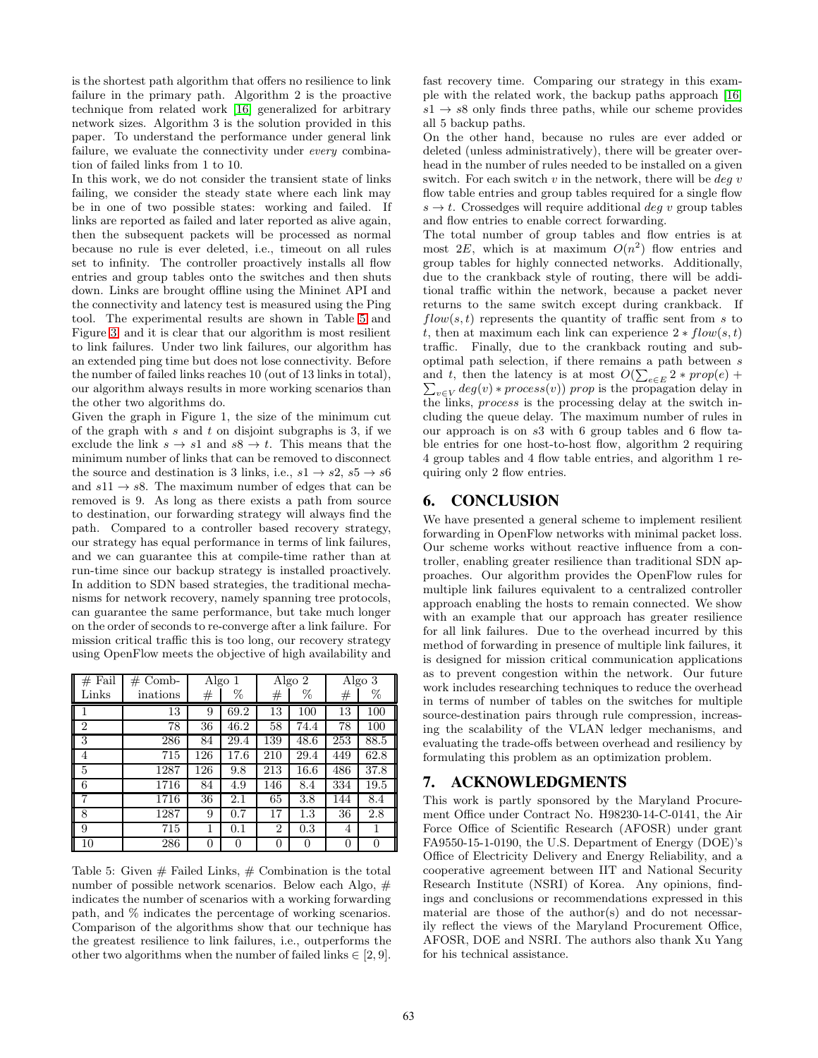is the shortest path algorithm that offers no resilience to link failure in the primary path. Algorithm 2 is the proactive technique from related work [16] generalized for arbitrary network sizes. Algorithm 3 is the solution provided in this paper. To understand the performance under general link failure, we evaluate the connectivity under *every* combination of failed links from 1 to 10.

In this work, we do not consider the transient state of links failing, we consider the steady state where each link may be in one of two possible states: working and failed. If links are reported as failed and later reported as alive again, then the subsequent packets will be processed as normal because no rule is ever deleted, i.e., timeout on all rules set to infinity. The controller proactively installs all flow entries and group tables onto the switches and then shuts down. Links are brought offline using the Mininet API and the connectivity and latency test is measured using the Ping tool. The experimental results are shown in Table 5 and Figure 3, and it is clear that our algorithm is most resilient to link failures. Under two link failures, our algorithm has an extended ping time but does not lose connectivity. Before the number of failed links reaches 10 (out of 13 links in total), our algorithm always results in more working scenarios than the other two algorithms do.

Given the graph in Figure 1, the size of the minimum cut of the graph with $s$ and $t$ on disjoint subgraphs is 3, if we exclude the link $s \to s1$ and $s8 \to t$. This means that the minimum number of links that can be removed to disconnect the source and destination is 3 links, i.e., $s1 \to s2$, $s5 \to s6$ and $s11 \to s8$. The maximum number of edges that can be removed is 9. As long as there exists a path from source to destination, our forwarding strategy will always find the path. Compared to a controller based recovery strategy, our strategy has equal performance in terms of link failures, and we can guarantee this at compile-time rather than at run-time since our backup strategy is installed proactively. In addition to SDN based strategies, the traditional mechanisms for network recovery, namely spanning tree protocols, can guarantee the same performance, but take much longer on the order of seconds to re-converge after a link failure. For mission critical traffic this is too long, our recovery strategy using OpenFlow meets the objective of high availability and

| # Fail Links | # Combinations | Algo 1 | | Algo 2 | | Algo 3 | |
|---|---|---|---|---|---|---|---|
| | | # | % | # | % | # | % |
| 1 | 13 | 9 | 69.2 | 13 | 100 | 13 | 100 |
| 2 | 78 | 36 | 46.2 | 58 | 74.4 | 78 | 100 |
| 3 | 286 | 84 | 29.4 | 139 | 48.6 | 253 | 88.5 |
| 4 | 715 | 126 | 17.6 | 210 | 29.4 | 449 | 62.8 |
| 5 | 1287 | 126 | 9.8 | 213 | 16.6 | 486 | 37.8 |
| 6 | 1716 | 84 | 4.9 | 146 | 8.4 | 334 | 19.5 |
| 7 | 1716 | 36 | 2.1 | 65 | 3.8 | 144 | 8.4 |
| 8 | 1287 | 9 | 0.7 | 17 | 1.3 | 36 | 2.8 |
| 9 | 715 | 1 | 0.1 | 2 | 0.3 | 4 | 1 |
| 10 | 286 | 0 | 0 | 0 | 0 | 0 | 0 |

Table 5: Given # Failed Links, # Combination is the total number of possible network scenarios. Below each Algo, # indicates the number of scenarios with a working forwarding path, and % indicates the percentage of working scenarios. Comparison of the algorithms show that our technique has the greatest resilience to link failures, i.e., outperforms the other two algorithms when the number of failed links $\in [2, 9]$.

fast recovery time. Comparing our strategy in this example with the related work, the backup paths approach [16] $s1 \to s8$ only finds three paths, while our scheme provides all 5 backup paths.

On the other hand, because no rules are ever added or deleted (unless administratively), there will be greater overhead in the number of rules needed to be installed on a given switch. For each switch $v$ in the network, there will be $deg\ v$ flow table entries and group tables required for a single flow $s \to t$. Crossedges will require additional $deg\ v$ group tables and flow entries to enable correct forwarding.

The total number of group tables and flow entries is at most $2E$, which is at maximum $O(n^2)$ flow entries and group tables for highly connected networks. Additionally, due to the crankback style of routing, there will be additional traffic within the network, because a packet never returns to the same switch except during crankback. If $flow(s,t)$ represents the quantity of traffic sent from $s$ to $t$, then at maximum each link can experience $2 * flow(s,t)$ traffic. Finally, due to the crankback routing and sub-optimal path selection, if there remains a path between $s$ and $t$, then the latency is at most $O(\sum_{e \in E} 2 * prop(e) + \sum_{v \in V} deg(v) * process(v))$ *prop* is the propagation delay in the links, *process* is the processing delay at the switch including the queue delay. The maximum number of rules in our approach is on $s3$ with 6 group tables and 6 flow table entries for one host-to-host flow, algorithm 2 requiring 4 group tables and 4 flow table entries, and algorithm 1 requiring only 2 flow entries.

## 6. CONCLUSION

We have presented a general scheme to implement resilient forwarding in OpenFlow networks with minimal packet loss. Our scheme works without reactive influence from a controller, enabling greater resilience than traditional SDN approaches. Our algorithm provides the OpenFlow rules for multiple link failures equivalent to a centralized controller approach enabling the hosts to remain connected. We show with an example that our approach has greater resilience for all link failures. Due to the overhead incurred by this method of forwarding in presence of multiple link failures, it is designed for mission critical communication applications as to prevent congestion within the network. Our future work includes researching techniques to reduce the overhead in terms of number of tables on the switches for multiple source-destination pairs through rule compression, increasing the scalability of the VLAN ledger mechanisms, and evaluating the trade-offs between overhead and resiliency by formulating this problem as an optimization problem.

## 7. ACKNOWLEDGMENTS

This work is partly sponsored by the Maryland Procurement Office under Contract No. H98230-14-C-0141, the Air Force Office of Scientific Research (AFOSR) under grant FA9550-15-1-0190, the U.S. Department of Energy (DOE)'s Office of Electricity Delivery and Energy Reliability, and a cooperative agreement between IIT and National Security Research Institute (NSRI) of Korea. Any opinions, findings and conclusions or recommendations expressed in this material are those of the author(s) and do not necessarily reflect the views of the Maryland Procurement Office, AFOSR, DOE and NSRI. The authors also thank Xu Yang for his technical assistance.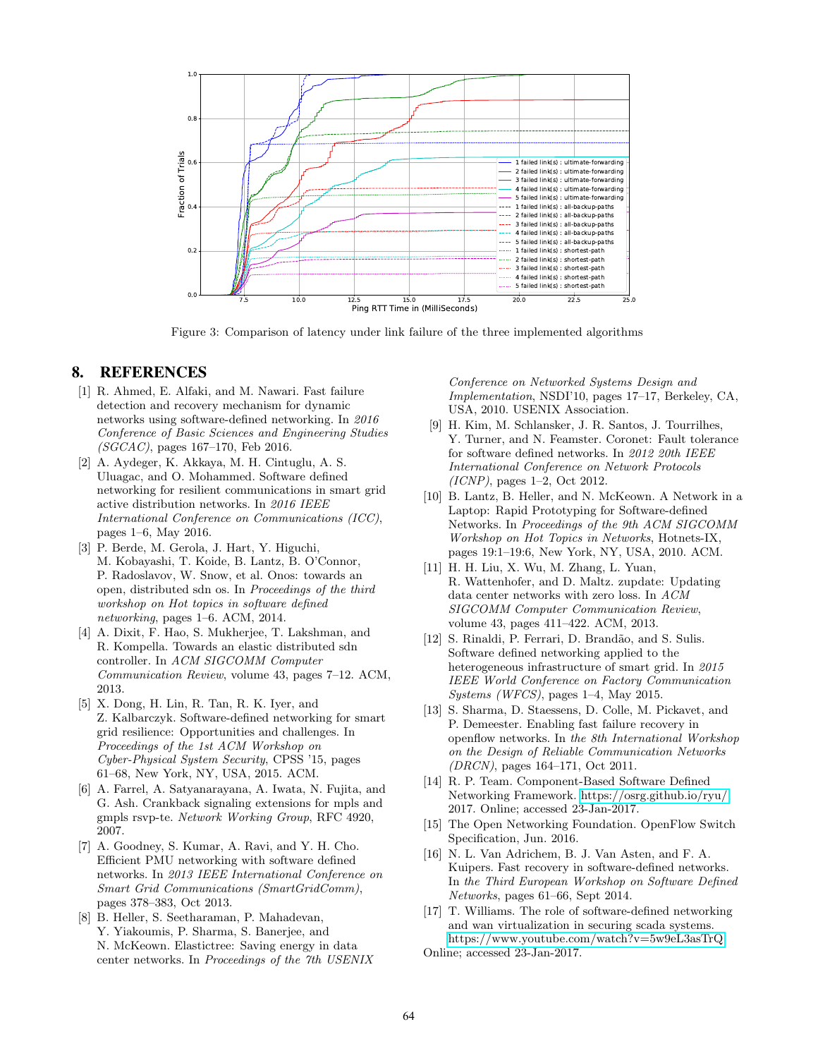1.0

0.8

0.6

0.4

0.2

0.0

Fraction of Trials

7.5

10.0

12.5

15.0

17.5

20.0

22.5

25.0

Ping RTT Time in (MilliSeconds)

1 failed link(s) : ultimate-forwarding
2 failed link(s) : ultimate-forwarding
3 failed link(s) : ultimate-forwarding
4 failed link(s) : ultimate-forwarding
5 failed link(s) : ultimate-forwarding
1 failed link(s) : all-backup-paths
2 failed link(s) : all-backup-paths
3 failed link(s) : all-backup-paths
4 failed link(s) : all-backup-paths
5 failed link(s) : all-backup-paths
1 failed link(s) : shortest-path
2 failed link(s) : shortest-path
3 failed link(s) : shortest-path
4 failed link(s) : shortest-path
5 failed link(s) : shortest-path

Figure 3: Comparison of latency under link failure of the three implemented algorithms

# 8. REFERENCES

[1] R. Ahmed, E. Alfaki, and M. Nawari. Fast failure detection and recovery mechanism for dynamic networks using software-defined networking. In *2016 Conference of Basic Sciences and Engineering Studies (SGCAC)*, pages 167–170, Feb 2016.

[2] A. Aydeger, K. Akkaya, M. H. Cintuglu, A. S. Uluagac, and O. Mohammed. Software defined networking for resilient communications in smart grid active distribution networks. In *2016 IEEE International Conference on Communications (ICC)*, pages 1–6, May 2016.

[3] P. Berde, M. Gerola, J. Hart, Y. Higuchi, M. Kobayashi, T. Koide, B. Lantz, B. O'Connor, P. Radoslavov, W. Snow, et al. Onos: towards an open, distributed sdn os. In *Proceedings of the third workshop on Hot topics in software defined networking*, pages 1–6. ACM, 2014.

[4] A. Dixit, F. Hao, S. Mukherjee, T. Lakshman, and R. Kompella. Towards an elastic distributed sdn controller. In *ACM SIGCOMM Computer Communication Review*, volume 43, pages 7–12. ACM, 2013.

[5] X. Dong, H. Lin, R. Tan, R. K. Iyer, and Z. Kalbarczyk. Software-defined networking for smart grid resilience: Opportunities and challenges. In *Proceedings of the 1st ACM Workshop on Cyber-Physical System Security*, CPSS '15, pages 61–68, New York, NY, USA, 2015. ACM.

[6] A. Farrel, A. Satyanarayana, A. Iwata, N. Fujita, and G. Ash. Crankback signaling extensions for mpls and gmpls rsvp-te. *Network Working Group*, RFC 4920, 2007.

[7] A. Goodney, S. Kumar, A. Ravi, and Y. H. Cho. Efficient PMU networking with software defined networks. In *2013 IEEE International Conference on Smart Grid Communications (SmartGridComm)*, pages 378–383, Oct 2013.

[8] B. Heller, S. Seetharaman, P. Mahadevan, Y. Yiakoumis, P. Sharma, S. Banerjee, and N. McKeown. Elastictree: Saving energy in data center networks. In *Proceedings of the 7th USENIX Conference on Networked Systems Design and Implementation*, NSDI'10, pages 17–17, Berkeley, CA, USA, 2010. USENIX Association.

[9] H. Kim, M. Schlansker, J. R. Santos, J. Tourrilhes, Y. Turner, and N. Feamster. Coronet: Fault tolerance for software defined networks. In *2012 20th IEEE International Conference on Network Protocols (ICNP)*, pages 1–2, Oct 2012.

[10] B. Lantz, B. Heller, and N. McKeown. A Network in a Laptop: Rapid Prototyping for Software-defined Networks. In *Proceedings of the 9th ACM SIGCOMM Workshop on Hot Topics in Networks*, Hotnets-IX, pages 19:1–19:6, New York, NY, USA, 2010. ACM.

[11] H. H. Liu, X. Wu, M. Zhang, L. Yuan, R. Wattenhofer, and D. Maltz. zupdate: Updating data center networks with zero loss. In *ACM SIGCOMM Computer Communication Review*, volume 43, pages 411–422. ACM, 2013.

[12] S. Rinaldi, P. Ferrari, D. Brandão, and S. Sulis. Software defined networking applied to the heterogeneous infrastructure of smart grid. In *2015 IEEE World Conference on Factory Communication Systems (WFCS)*, pages 1–4, May 2015.

[13] S. Sharma, D. Staessens, D. Colle, M. Pickavet, and P. Demeester. Enabling fast failure recovery in openflow networks. In *the 8th International Workshop on the Design of Reliable Communication Networks (DRCN)*, pages 164–171, Oct 2011.

[14] R. P. Team. Component-Based Software Defined Networking Framework. https://osrg.github.io/ryu/, 2017. Online; accessed 23-Jan-2017.

[15] The Open Networking Foundation. OpenFlow Switch Specification, Jun. 2016.

[16] N. L. Van Adrichem, B. J. Van Asten, and F. A. Kuipers. Fast recovery in software-defined networks. In *the Third European Workshop on Software Defined Networks*, pages 61–66, Sept 2014.

[17] T. Williams. The role of software-defined networking and wan virtualization in securing scada systems. https://www.youtube.com/watch?v=5w9eL3asTrQ Online; accessed 23-Jan-2017.